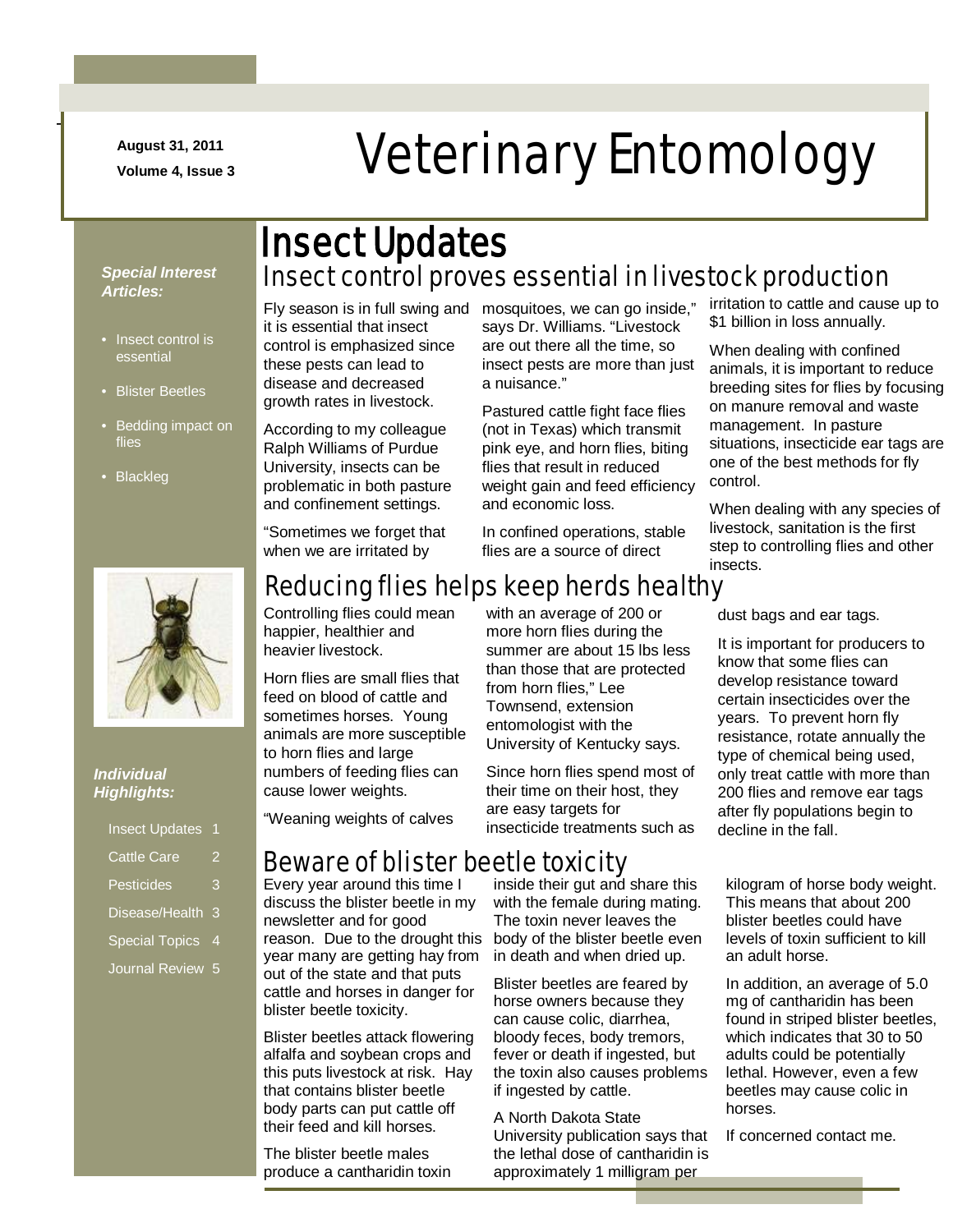August 31, 2011

Volume 4, Issue 3

# Veterinary Entomology

*Special Interest Articles:*

- Insect control is essential
- Blister Beetles
- Bedding impact on flies
- Blackleg

*Individual Highlights:*

| | |
|---|---|
| Insect Updates | 1 |
| Cattle Care | 2 |
| Pesticides | 3 |
| Disease/Health | 3 |
| Special Topics | 4 |
| Journal Review | 5 |

## Insect Updates

### Insect control proves essential in livestock production

Fly season is in full swing and it is essential that insect control is emphasized since these pests can lead to disease and decreased growth rates in livestock.

According to my colleague Ralph Williams of Purdue University, insects can be problematic in both pasture and confinement settings.

"Sometimes we forget that when we are irritated by mosquitoes, we can go inside," says Dr. Williams. "Livestock are out there all the time, so insect pests are more than just a nuisance."

Pastured cattle fight face flies (not in Texas) which transmit pink eye, and horn flies, biting flies that result in reduced weight gain and feed efficiency and economic loss.

In confined operations, stable flies are a source of direct irritation to cattle and cause up to $1 billion in loss annually.

When dealing with confined animals, it is important to reduce breeding sites for flies by focusing on manure removal and waste management. In pasture situations, insecticide ear tags are one of the best methods for fly control.

When dealing with any species of livestock, sanitation is the first step to controlling flies and other insects.

### Reducing flies helps keep herds healthy

Controlling flies could mean happier, healthier and heavier livestock.

Horn flies are small flies that feed on blood of cattle and sometimes horses. Young animals are more susceptible to horn flies and large numbers of feeding flies can cause lower weights.

"Weaning weights of calves with an average of 200 or more horn flies during the summer are about 15 lbs less than those that are protected from horn flies," Lee Townsend, extension entomologist with the University of Kentucky says.

Since horn flies spend most of their time on their host, they are easy targets for insecticide treatments such as dust bags and ear tags.

It is important for producers to know that some flies can develop resistance toward certain insecticides over the years. To prevent horn fly resistance, rotate annually the type of chemical being used, only treat cattle with more than 200 flies and remove ear tags after fly populations begin to decline in the fall.

### Beware of blister beetle toxicity

Every year around this time I discuss the blister beetle in my newsletter and for good reason. Due to the drought this year many are getting hay from out of the state and that puts cattle and horses in danger for blister beetle toxicity.

Blister beetles attack flowering alfalfa and soybean crops and this puts livestock at risk. Hay that contains blister beetle body parts can put cattle off their feed and kill horses.

The blister beetle males produce a cantharidin toxin inside their gut and share this with the female during mating. The toxin never leaves the body of the blister beetle even in death and when dried up.

Blister beetles are feared by horse owners because they can cause colic, diarrhea, bloody feces, body tremors, fever or death if ingested, but the toxin also causes problems if ingested by cattle.

A North Dakota State University publication says that the lethal dose of cantharidin is approximately 1 milligram per kilogram of horse body weight. This means that about 200 blister beetles could have levels of toxin sufficient to kill an adult horse.

In addition, an average of 5.0 mg of cantharidin has been found in striped blister beetles, which indicates that 30 to 50 adults could be potentially lethal. However, even a few beetles may cause colic in horses.

If concerned contact me.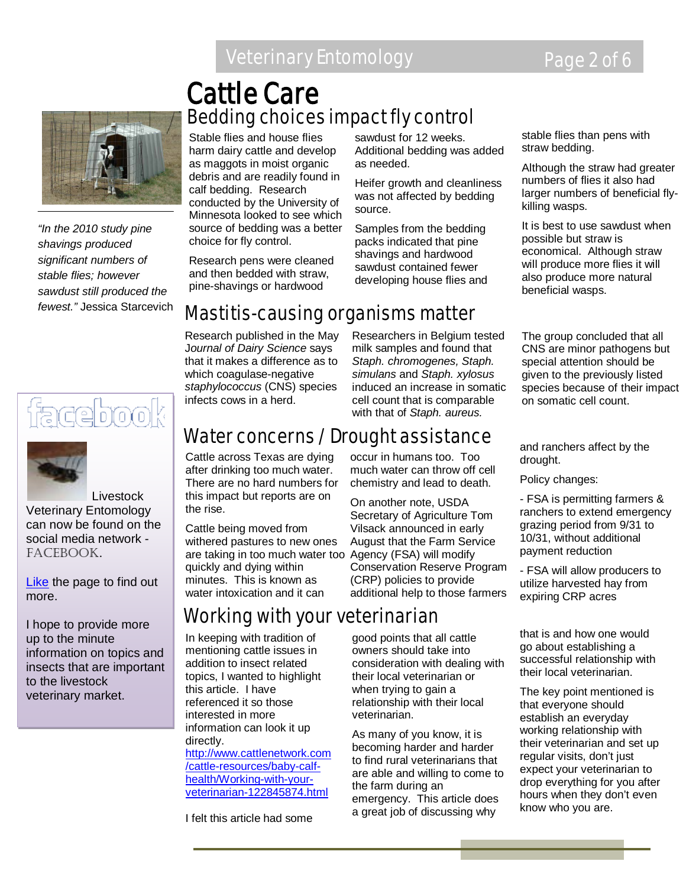# Cattle Care

## Bedding choices impact fly control

Stable flies and house flies harm dairy cattle and develop as maggots in moist organic debris and are readily found in calf bedding. Research conducted by the University of Minnesota looked to see which source of bedding was a better choice for fly control.

Research pens were cleaned and then bedded with straw, pine-shavings or hardwood sawdust for 12 weeks. Additional bedding was added as needed.

Heifer growth and cleanliness was not affected by bedding source.

Samples from the bedding packs indicated that pine shavings and hardwood sawdust contained fewer developing house flies and stable flies than pens with straw bedding.

Although the straw had greater numbers of flies it also had larger numbers of beneficial fly-killing wasps.

It is best to use sawdust when possible but straw is economical. Although straw will produce more flies it will also produce more natural beneficial wasps.

*"In the 2010 study pine shavings produced significant numbers of stable flies; however sawdust still produced the fewest."* Jessica Starcevich

## Mastitis-causing organisms matter

Research published in the May *Journal of Dairy Science* says that it makes a difference as to which coagulase-negative *staphylococcus* (CNS) species infects cows in a herd.

Researchers in Belgium tested milk samples and found that *Staph. chromogenes, Staph. simulans* and *Staph. xylosus* induced an increase in somatic cell count that is comparable with that of *Staph. aureus.*

The group concluded that all CNS are minor pathogens but special attention should be given to the previously listed species because of their impact on somatic cell count.

## Water concerns / Drought assistance

Cattle across Texas are dying after drinking too much water. There are no hard numbers for this impact but reports are on the rise.

Cattle being moved from withered pastures to new ones are taking in too much water too quickly and dying within minutes. This is known as water intoxication and it can occur in humans too. Too much water can throw off cell chemistry and lead to death.

On another note, USDA Secretary of Agriculture Tom Vilsack announced in early August that the Farm Service Agency (FSA) will modify Conservation Reserve Program (CRP) policies to provide additional help to those farmers and ranchers affect by the drought.

Policy changes:

- FSA is permitting farmers & ranchers to extend emergency grazing period from 9/31 to 10/31, without additional payment reduction

- FSA will allow producers to utilize harvested hay from expiring CRP acres

## Working with your veterinarian

In keeping with tradition of mentioning cattle issues in addition to insect related topics, I wanted to highlight this article. I have referenced it so those interested in more information can look it up directly. http://www.cattlenetwork.com/cattle-resources/baby-calf-health/Working-with-your-veterinarian-122845874.html

I felt this article had some good points that all cattle owners should take into consideration with dealing with their local veterinarian or when trying to gain a relationship with their local veterinarian.

As many of you know, it is becoming harder and harder to find rural veterinarians that are able and willing to come to the farm during an emergency. This article does a great job of discussing why that is and how one would go about establishing a successful relationship with their local veterinarian.

The key point mentioned is that everyone should establish an everyday working relationship with their veterinarian and set up regular visits, don't just expect your veterinarian to drop everything for you after hours when they don't even know who you are.

---

facebook

Livestock Veterinary Entomology can now be found on the social media network - FACEBOOK.

Like the page to find out more.

I hope to provide more up to the minute information on topics and insects that are important to the livestock veterinary market.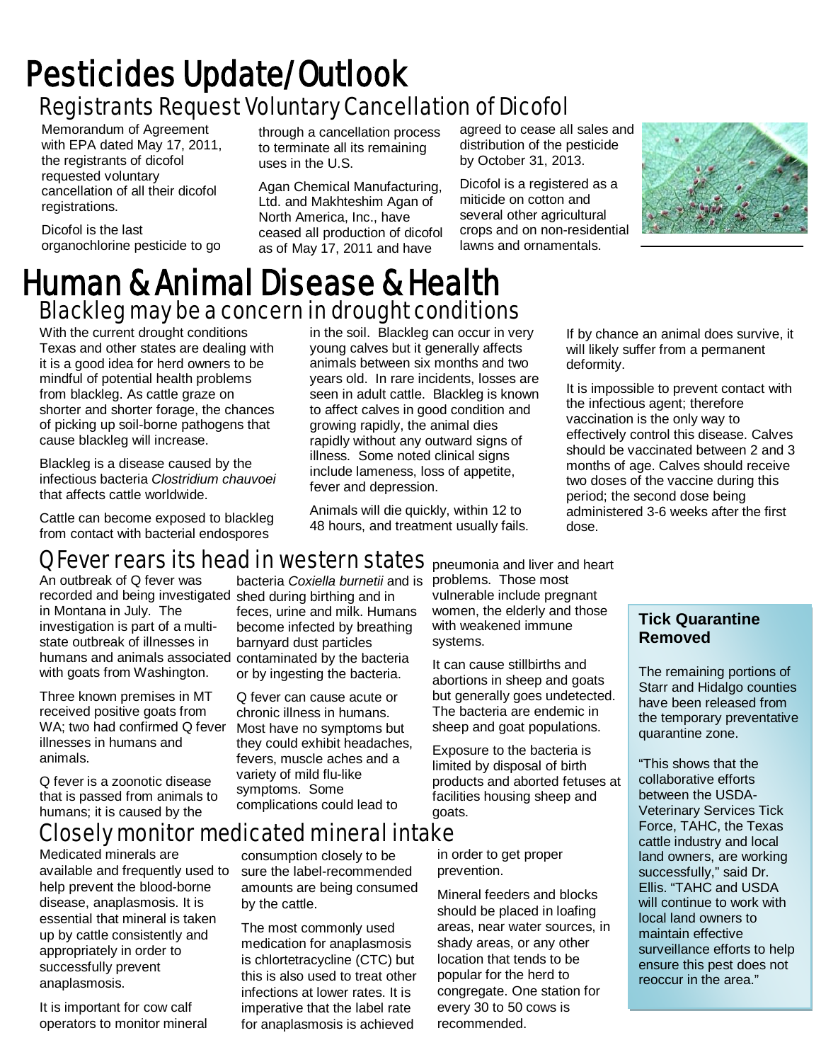# Pesticides Update/Outlook

## Registrants Request Voluntary Cancellation of Dicofol

Memorandum of Agreement with EPA dated May 17, 2011, the registrants of dicofol requested voluntary cancellation of all their dicofol registrations.

Dicofol is the last organochlorine pesticide to go through a cancellation process to terminate all its remaining uses in the U.S.

Agan Chemical Manufacturing, Ltd. and Makhteshim Agan of North America, Inc., have ceased all production of dicofol as of May 17, 2011 and have agreed to cease all sales and distribution of the pesticide by October 31, 2013.

Dicofol is a registered as a miticide on cotton and several other agricultural crops and on non-residential lawns and ornamentals.

# Human & Animal Disease & Health

## Blackleg may be a concern in drought conditions

With the current drought conditions Texas and other states are dealing with it is a good idea for herd owners to be mindful of potential health problems from blackleg. As cattle graze on shorter and shorter forage, the chances of picking up soil-borne pathogens that cause blackleg will increase.

Blackleg is a disease caused by the infectious bacteria *Clostridium chauvoei* that affects cattle worldwide.

Cattle can become exposed to blackleg from contact with bacterial endospores in the soil. Blackleg can occur in very young calves but it generally affects animals between six months and two years old. In rare incidents, losses are seen in adult cattle. Blackleg is known to affect calves in good condition and growing rapidly, the animal dies rapidly without any outward signs of illness. Some noted clinical signs include lameness, loss of appetite, fever and depression.

Animals will die quickly, within 12 to 48 hours, and treatment usually fails. If by chance an animal does survive, it will likely suffer from a permanent deformity.

It is impossible to prevent contact with the infectious agent; therefore vaccination is the only way to effectively control this disease. Calves should be vaccinated between 2 and 3 months of age. Calves should receive two doses of the vaccine during this period; the second dose being administered 3-6 weeks after the first dose.

## Q Fever rears its head in western states

An outbreak of Q fever was recorded and being investigated in Montana in July. The investigation is part of a multi-state outbreak of illnesses in humans and animals associated with goats from Washington.

Three known premises in MT received positive goats from WA; two had confirmed Q fever illnesses in humans and animals.

Q fever is a zoonotic disease that is passed from animals to humans; it is caused by the bacteria *Coxiella burnetii* and is shed during birthing and in feces, urine and milk. Humans become infected by breathing barnyard dust particles contaminated by the bacteria or by ingesting the bacteria.

Q fever can cause acute or chronic illness in humans. Most have no symptoms but they could exhibit headaches, fevers, muscle aches and a variety of mild flu-like symptoms. Some complications could lead to pneumonia and liver and heart problems. Those most vulnerable include pregnant women, the elderly and those with weakened immune systems.

It can cause stillbirths and abortions in sheep and goats but generally goes undetected. The bacteria are endemic in sheep and goat populations.

Exposure to the bacteria is limited by disposal of birth products and aborted fetuses at facilities housing sheep and goats.

## Closely monitor medicated mineral intake

Medicated minerals are available and frequently used to help prevent the blood-borne disease, anaplasmosis. It is essential that mineral is taken up by cattle consistently and appropriately in order to successfully prevent anaplasmosis.

It is important for cow calf operators to monitor mineral consumption closely to be sure the label-recommended amounts are being consumed by the cattle.

The most commonly used medication for anaplasmosis is chlortetracycline (CTC) but this is also used to treat other infections at lower rates. It is imperative that the label rate for anaplasmosis is achieved in order to get proper prevention.

Mineral feeders and blocks should be placed in loafing areas, near water sources, in shady areas, or any other location that tends to be popular for the herd to congregate. One station for every 30 to 50 cows is recommended.

### Tick Quarantine Removed

The remaining portions of Starr and Hidalgo counties have been released from the temporary preventative quarantine zone.

"This shows that the collaborative efforts between the USDA-Veterinary Services Tick Force, TAHC, the Texas cattle industry and local land owners, are working successfully," said Dr. Ellis. "TAHC and USDA will continue to work with local land owners to maintain effective surveillance efforts to help ensure this pest does not reoccur in the area."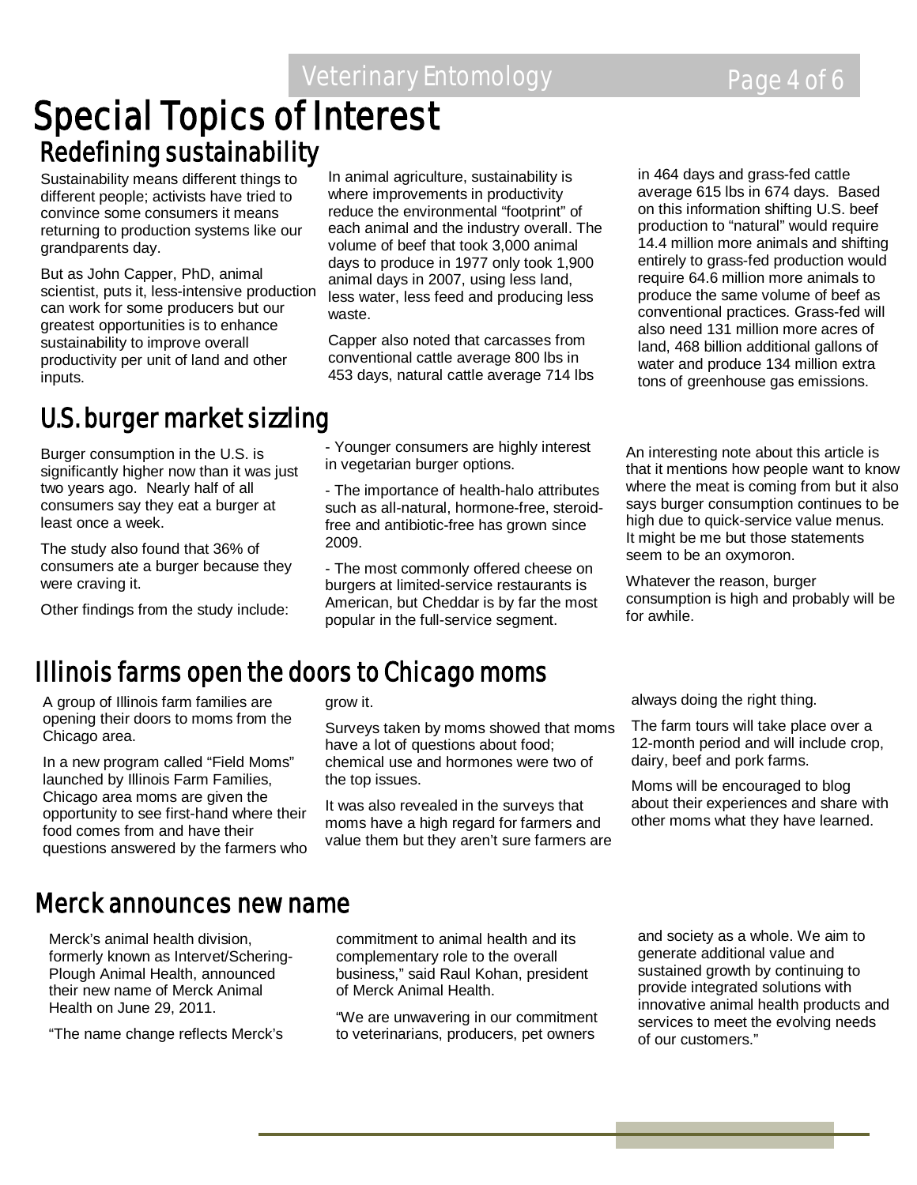# Special Topics of Interest

## Redefining sustainability

Sustainability means different things to different people; activists have tried to convince some consumers it means returning to production systems like our grandparents day.

But as John Capper, PhD, animal scientist, puts it, less-intensive production can work for some producers but our greatest opportunities is to enhance sustainability to improve overall productivity per unit of land and other inputs.

In animal agriculture, sustainability is where improvements in productivity reduce the environmental "footprint" of each animal and the industry overall. The volume of beef that took 3,000 animal days to produce in 1977 only took 1,900 animal days in 2007, using less land, less water, less feed and producing less waste.

Capper also noted that carcasses from conventional cattle average 800 lbs in 453 days, natural cattle average 714 lbs in 464 days and grass-fed cattle average 615 lbs in 674 days. Based on this information shifting U.S. beef production to "natural" would require 14.4 million more animals and shifting entirely to grass-fed production would require 64.6 million more animals to produce the same volume of beef as conventional practices. Grass-fed will also need 131 million more acres of land, 468 billion additional gallons of water and produce 134 million extra tons of greenhouse gas emissions.

## U.S. burger market sizzling

Burger consumption in the U.S. is significantly higher now than it was just two years ago. Nearly half of all consumers say they eat a burger at least once a week.

The study also found that 36% of consumers ate a burger because they were craving it.

Other findings from the study include:

- Younger consumers are highly interest in vegetarian burger options.
- The importance of health-halo attributes such as all-natural, hormone-free, steroid-free and antibiotic-free has grown since 2009.
- The most commonly offered cheese on burgers at limited-service restaurants is American, but Cheddar is by far the most popular in the full-service segment.

An interesting note about this article is that it mentions how people want to know where the meat is coming from but it also says burger consumption continues to be high due to quick-service value menus. It might be me but those statements seem to be an oxymoron.

Whatever the reason, burger consumption is high and probably will be for awhile.

## Illinois farms open the doors to Chicago moms

A group of Illinois farm families are opening their doors to moms from the Chicago area.

In a new program called "Field Moms" launched by Illinois Farm Families, Chicago area moms are given the opportunity to see first-hand where their food comes from and have their questions answered by the farmers who grow it.

Surveys taken by moms showed that moms have a lot of questions about food; chemical use and hormones were two of the top issues.

It was also revealed in the surveys that moms have a high regard for farmers and value them but they aren't sure farmers are always doing the right thing.

The farm tours will take place over a 12-month period and will include crop, dairy, beef and pork farms.

Moms will be encouraged to blog about their experiences and share with other moms what they have learned.

## Merck announces new name

Merck's animal health division, formerly known as Intervet/Schering-Plough Animal Health, announced their new name of Merck Animal Health on June 29, 2011.

"The name change reflects Merck's commitment to animal health and its complementary role to the overall business," said Raul Kohan, president of Merck Animal Health.

"We are unwavering in our commitment to veterinarians, producers, pet owners and society as a whole. We aim to generate additional value and sustained growth by continuing to provide integrated solutions with innovative animal health products and services to meet the evolving needs of our customers."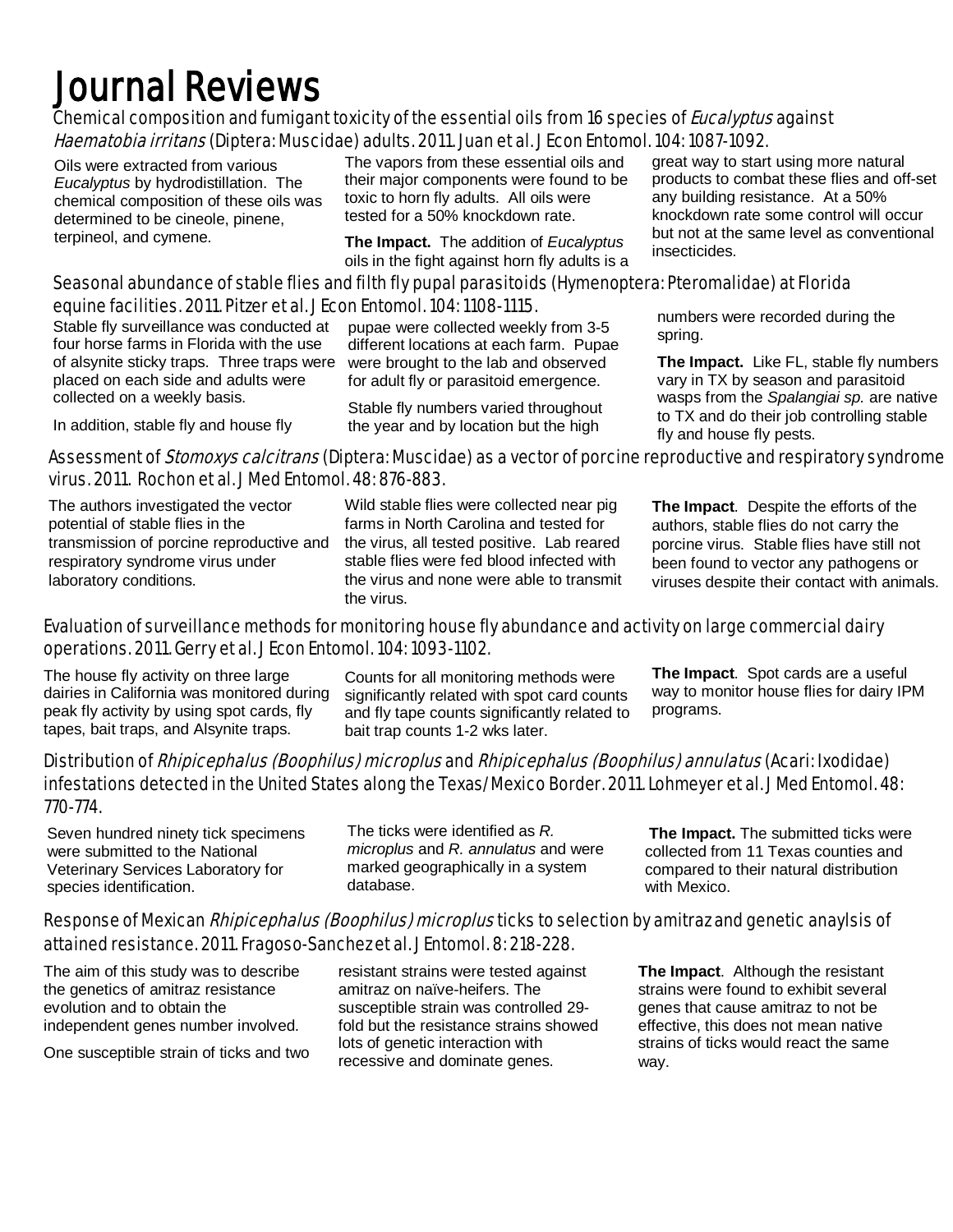# Journal Reviews

## Chemical composition and fumigant toxicity of the essential oils from 16 species of *Eucalyptus* against *Haematobia irritans* (Diptera: Muscidae) adults. 2011. Juan et al. J Econ Entomol. 104: 1087-1092.

Oils were extracted from various *Eucalyptus* by hydrodistillation. The chemical composition of these oils was determined to be cineole, pinene, terpineol, and cymene.

The vapors from these essential oils and their major components were found to be toxic to horn fly adults. All oils were tested for a 50% knockdown rate.

**The Impact.** The addition of *Eucalyptus* oils in the fight against horn fly adults is a great way to start using more natural products to combat these flies and off-set any building resistance. At a 50% knockdown rate some control will occur but not at the same level as conventional insecticides.

## Seasonal abundance of stable flies and filth fly pupal parasitoids (Hymenoptera: Pteromalidae) at Florida equine facilities. 2011. Pitzer et al. J Econ Entomol. 104: 1108-1115.

Stable fly surveillance was conducted at four horse farms in Florida with the use of alsynite sticky traps. Three traps were placed on each side and adults were collected on a weekly basis.

In addition, stable fly and house fly pupae were collected weekly from 3-5 different locations at each farm. Pupae were brought to the lab and observed for adult fly or parasitoid emergence.

Stable fly numbers varied throughout the year and by location but the high numbers were recorded during the spring.

**The Impact.** Like FL, stable fly numbers vary in TX by season and parasitoid wasps from the *Spalangiai sp.* are native to TX and do their job controlling stable fly and house fly pests.

## Assessment of *Stomoxys calcitrans* (Diptera: Muscidae) as a vector of porcine reproductive and respiratory syndrome virus. 2011. Rochon et al. J Med Entomol. 48: 876-883.

The authors investigated the vector potential of stable flies in the transmission of porcine reproductive and respiratory syndrome virus under laboratory conditions.

Wild stable flies were collected near pig farms in North Carolina and tested for the virus, all tested positive. Lab reared stable flies were fed blood infected with the virus and none were able to transmit the virus.

**The Impact**. Despite the efforts of the authors, stable flies do not carry the porcine virus. Stable flies have still not been found to vector any pathogens or viruses despite their contact with animals.

## Evaluation of surveillance methods for monitoring house fly abundance and activity on large commercial dairy operations. 2011. Gerry et al. J Econ Entomol. 104: 1093-1102.

The house fly activity on three large dairies in California was monitored during peak fly activity by using spot cards, fly tapes, bait traps, and Alsynite traps.

Counts for all monitoring methods were significantly related with spot card counts and fly tape counts significantly related to bait trap counts 1-2 wks later.

**The Impact**. Spot cards are a useful way to monitor house flies for dairy IPM programs.

## Distribution of *Rhipicephalus (Boophilus) microplus* and *Rhipicephalus (Boophilus) annulatus* (Acari: Ixodidae) infestations detected in the United States along the Texas/Mexico Border. 2011. Lohmeyer et al. J Med Entomol. 48: 770-774.

Seven hundred ninety tick specimens were submitted to the National Veterinary Services Laboratory for species identification.

The ticks were identified as *R. microplus* and *R. annulatus* and were marked geographically in a system database.

**The Impact.** The submitted ticks were collected from 11 Texas counties and compared to their natural distribution with Mexico.

## Response of Mexican *Rhipicephalus (Boophilus) microplus* ticks to selection by amitraz and genetic anaylsis of attained resistance. 2011. Fragoso-Sanchez et al. J Entomol. 8: 218-228.

The aim of this study was to describe the genetics of amitraz resistance evolution and to obtain the independent genes number involved.

One susceptible strain of ticks and two resistant strains were tested against amitraz on naïve-heifers. The susceptible strain was controlled 29-fold but the resistance strains showed lots of genetic interaction with recessive and dominate genes.

**The Impact**. Although the resistant strains were found to exhibit several genes that cause amitraz to not be effective, this does not mean native strains of ticks would react the same way.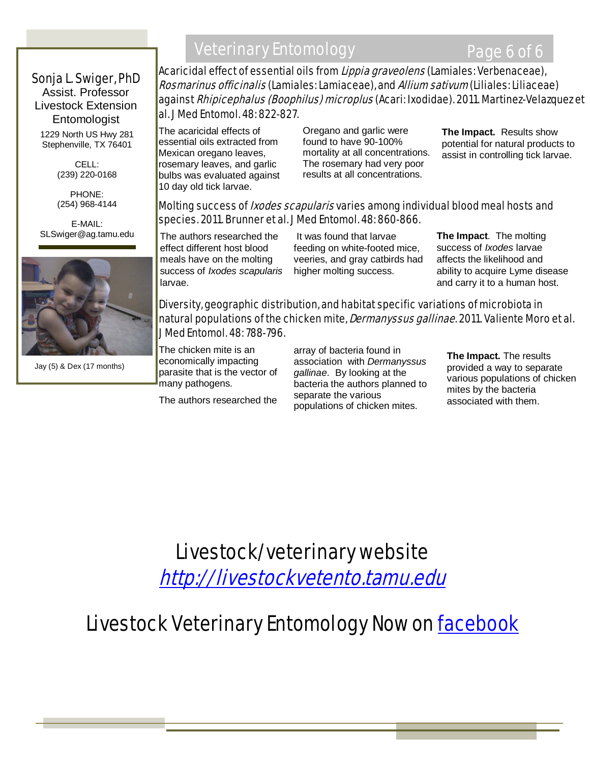Sonja L. Swiger, PhD
Assist. Professor
Livestock Extension Entomologist

1229 North US Hwy 281
Stephenville, TX 76401

CELL:
(239) 220-0168

PHONE:
(254) 968-4144

E-MAIL:
SLSwiger@ag.tamu.edu

Jay (5) & Dex (17 months)

## Veterinary Entomology

### Acaricidal effect of essential oils from *Lippia graveolens* (Lamiales: Verbenaceae), *Rosmarinus officinalis* (Lamiales: Lamiaceae), and *Allium sativum* (Liliales: Liliaceae) against *Rhipicephalus (Boophilus) microplus* (Acari: Ixodidae). 2011. Martinez-Velazquez et al. J Med Entomol. 48: 822-827.

The acaricidal effects of essential oils extracted from Mexican oregano leaves, rosemary leaves, and garlic bulbs was evaluated against 10 day old tick larvae.

Oregano and garlic were found to have 90-100% mortality at all concentrations. The rosemary had very poor results at all concentrations.

**The Impact.** Results show potential for natural products to assist in controlling tick larvae.

### Molting success of *Ixodes scapularis* varies among individual blood meal hosts and species. 2011. Brunner et al. J Med Entomol. 48: 860-866.

The authors researched the effect different host blood meals have on the molting success of *Ixodes scapularis* larvae.

It was found that larvae feeding on white-footed mice, veeries, and gray catbirds had higher molting success.

**The Impact**. The molting success of *Ixodes* larvae affects the likelihood and ability to acquire Lyme disease and carry it to a human host.

### Diversity, geographic distribution, and habitat specific variations of microbiota in natural populations of the chicken mite, *Dermanyssus gallinae*. 2011. Valiente Moro et al. J Med Entomol. 48: 788-796.

The chicken mite is an economically impacting parasite that is the vector of many pathogens.

The authors researched the array of bacteria found in association with *Dermanyssus gallinae*. By looking at the bacteria the authors planned to separate the various populations of chicken mites.

**The Impact.** The results provided a way to separate various populations of chicken mites by the bacteria associated with them.

## Livestock/veterinary website
[http://livestockvetento.tamu.edu](http://livestockvetento.tamu.edu)

## Livestock Veterinary Entomology Now on facebook